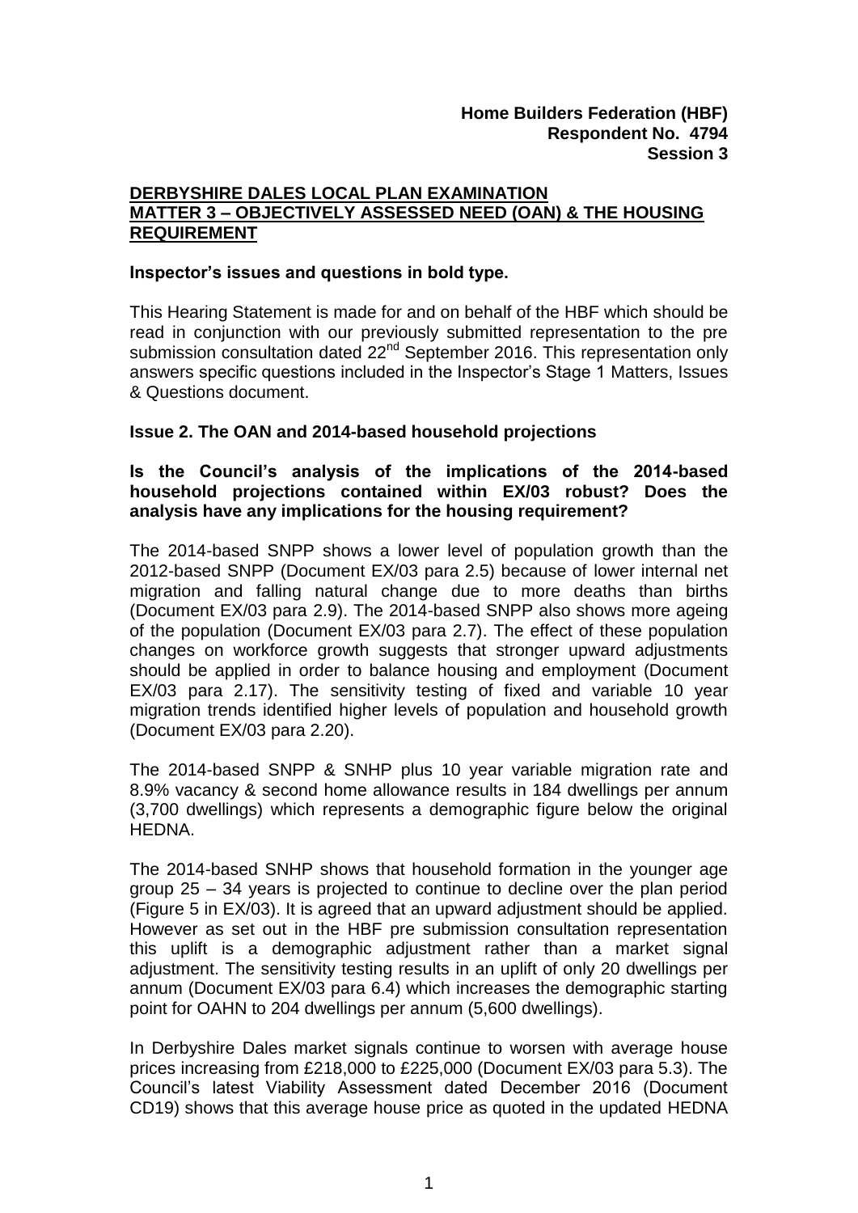**Home Builders Federation (HBF)**
**Respondent No. 4794**
**Session 3**

**DERBYSHIRE DALES LOCAL PLAN EXAMINATION**
**MATTER 3 – OBJECTIVELY ASSESSED NEED (OAN) & THE HOUSING REQUIREMENT**

**Inspector's issues and questions in bold type.**

This Hearing Statement is made for and on behalf of the HBF which should be read in conjunction with our previously submitted representation to the pre submission consultation dated 22nd September 2016. This representation only answers specific questions included in the Inspector's Stage 1 Matters, Issues & Questions document.

**Issue 2. The OAN and 2014-based household projections**

**Is the Council's analysis of the implications of the 2014-based household projections contained within EX/03 robust? Does the analysis have any implications for the housing requirement?**

The 2014-based SNPP shows a lower level of population growth than the 2012-based SNPP (Document EX/03 para 2.5) because of lower internal net migration and falling natural change due to more deaths than births (Document EX/03 para 2.9). The 2014-based SNPP also shows more ageing of the population (Document EX/03 para 2.7). The effect of these population changes on workforce growth suggests that stronger upward adjustments should be applied in order to balance housing and employment (Document EX/03 para 2.17). The sensitivity testing of fixed and variable 10 year migration trends identified higher levels of population and household growth (Document EX/03 para 2.20).

The 2014-based SNPP & SNHP plus 10 year variable migration rate and 8.9% vacancy & second home allowance results in 184 dwellings per annum (3,700 dwellings) which represents a demographic figure below the original HEDNA.

The 2014-based SNHP shows that household formation in the younger age group 25 – 34 years is projected to continue to decline over the plan period (Figure 5 in EX/03). It is agreed that an upward adjustment should be applied. However as set out in the HBF pre submission consultation representation this uplift is a demographic adjustment rather than a market signal adjustment. The sensitivity testing results in an uplift of only 20 dwellings per annum (Document EX/03 para 6.4) which increases the demographic starting point for OAHN to 204 dwellings per annum (5,600 dwellings).

In Derbyshire Dales market signals continue to worsen with average house prices increasing from £218,000 to £225,000 (Document EX/03 para 5.3). The Council's latest Viability Assessment dated December 2016 (Document CD19) shows that this average house price as quoted in the updated HEDNA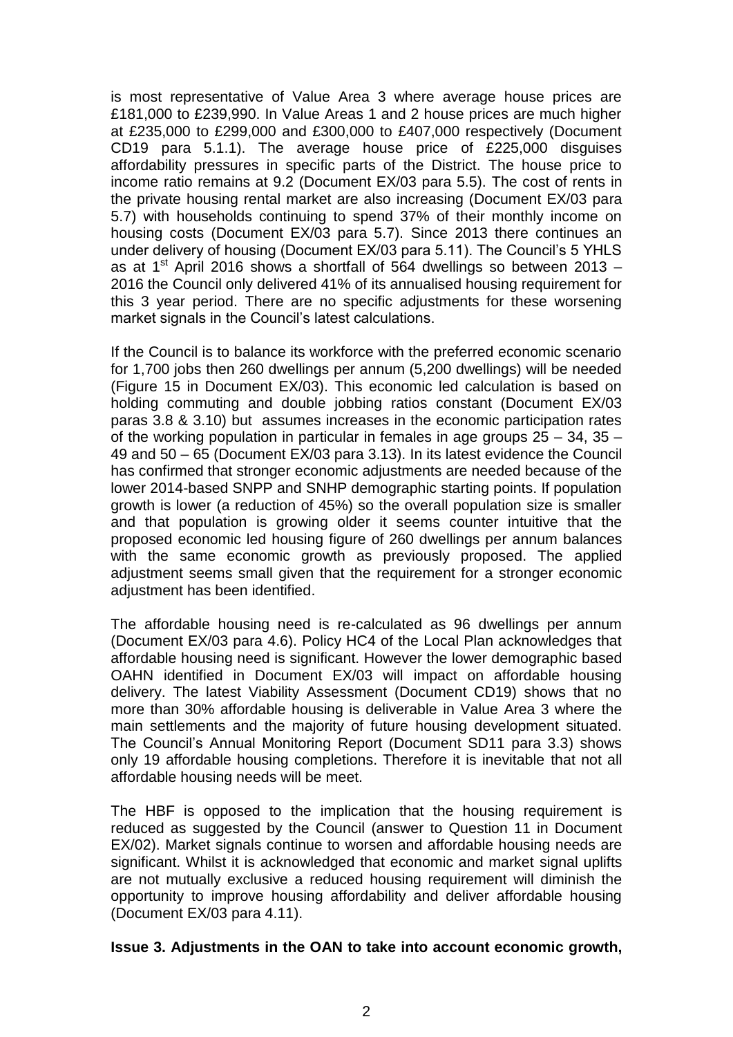is most representative of Value Area 3 where average house prices are £181,000 to £239,990. In Value Areas 1 and 2 house prices are much higher at £235,000 to £299,000 and £300,000 to £407,000 respectively (Document CD19 para 5.1.1). The average house price of £225,000 disguises affordability pressures in specific parts of the District. The house price to income ratio remains at 9.2 (Document EX/03 para 5.5). The cost of rents in the private housing rental market are also increasing (Document EX/03 para 5.7) with households continuing to spend 37% of their monthly income on housing costs (Document EX/03 para 5.7). Since 2013 there continues an under delivery of housing (Document EX/03 para 5.11). The Council's 5 YHLS as at 1st April 2016 shows a shortfall of 564 dwellings so between 2013 – 2016 the Council only delivered 41% of its annualised housing requirement for this 3 year period. There are no specific adjustments for these worsening market signals in the Council's latest calculations.

If the Council is to balance its workforce with the preferred economic scenario for 1,700 jobs then 260 dwellings per annum (5,200 dwellings) will be needed (Figure 15 in Document EX/03). This economic led calculation is based on holding commuting and double jobbing ratios constant (Document EX/03 paras 3.8 & 3.10) but assumes increases in the economic participation rates of the working population in particular in females in age groups 25 – 34, 35 – 49 and 50 – 65 (Document EX/03 para 3.13). In its latest evidence the Council has confirmed that stronger economic adjustments are needed because of the lower 2014-based SNPP and SNHP demographic starting points. If population growth is lower (a reduction of 45%) so the overall population size is smaller and that population is growing older it seems counter intuitive that the proposed economic led housing figure of 260 dwellings per annum balances with the same economic growth as previously proposed. The applied adjustment seems small given that the requirement for a stronger economic adjustment has been identified.

The affordable housing need is re-calculated as 96 dwellings per annum (Document EX/03 para 4.6). Policy HC4 of the Local Plan acknowledges that affordable housing need is significant. However the lower demographic based OAHN identified in Document EX/03 will impact on affordable housing delivery. The latest Viability Assessment (Document CD19) shows that no more than 30% affordable housing is deliverable in Value Area 3 where the main settlements and the majority of future housing development situated. The Council's Annual Monitoring Report (Document SD11 para 3.3) shows only 19 affordable housing completions. Therefore it is inevitable that not all affordable housing needs will be meet.

The HBF is opposed to the implication that the housing requirement is reduced as suggested by the Council (answer to Question 11 in Document EX/02). Market signals continue to worsen and affordable housing needs are significant. Whilst it is acknowledged that economic and market signal uplifts are not mutually exclusive a reduced housing requirement will diminish the opportunity to improve housing affordability and deliver affordable housing (Document EX/03 para 4.11).

**Issue 3. Adjustments in the OAN to take into account economic growth,**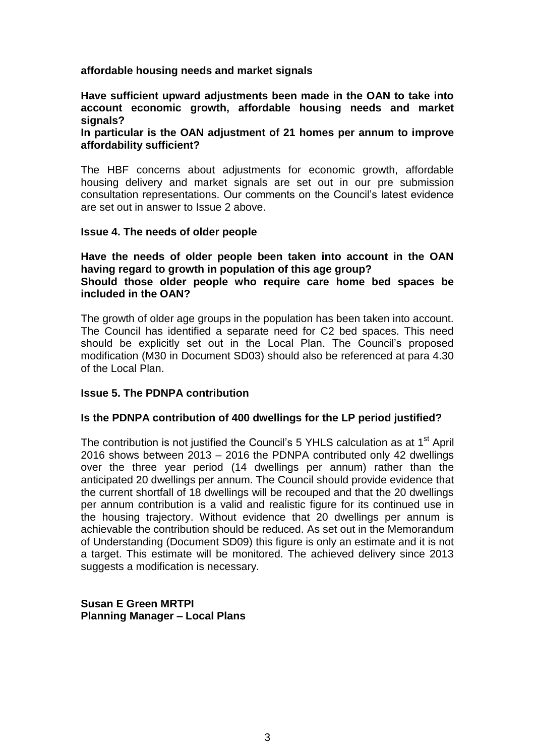**affordable housing needs and market signals**

**Have sufficient upward adjustments been made in the OAN to take into account economic growth, affordable housing needs and market signals?**

**In particular is the OAN adjustment of 21 homes per annum to improve affordability sufficient?**

The HBF concerns about adjustments for economic growth, affordable housing delivery and market signals are set out in our pre submission consultation representations. Our comments on the Council's latest evidence are set out in answer to Issue 2 above.

**Issue 4. The needs of older people**

**Have the needs of older people been taken into account in the OAN having regard to growth in population of this age group?**

**Should those older people who require care home bed spaces be included in the OAN?**

The growth of older age groups in the population has been taken into account. The Council has identified a separate need for C2 bed spaces. This need should be explicitly set out in the Local Plan. The Council's proposed modification (M30 in Document SD03) should also be referenced at para 4.30 of the Local Plan.

**Issue 5. The PDNPA contribution**

**Is the PDNPA contribution of 400 dwellings for the LP period justified?**

The contribution is not justified the Council's 5 YHLS calculation as at 1st April 2016 shows between 2013 – 2016 the PDNPA contributed only 42 dwellings over the three year period (14 dwellings per annum) rather than the anticipated 20 dwellings per annum. The Council should provide evidence that the current shortfall of 18 dwellings will be recouped and that the 20 dwellings per annum contribution is a valid and realistic figure for its continued use in the housing trajectory. Without evidence that 20 dwellings per annum is achievable the contribution should be reduced. As set out in the Memorandum of Understanding (Document SD09) this figure is only an estimate and it is not a target. This estimate will be monitored. The achieved delivery since 2013 suggests a modification is necessary.

**Susan E Green MRTPI**
**Planning Manager – Local Plans**